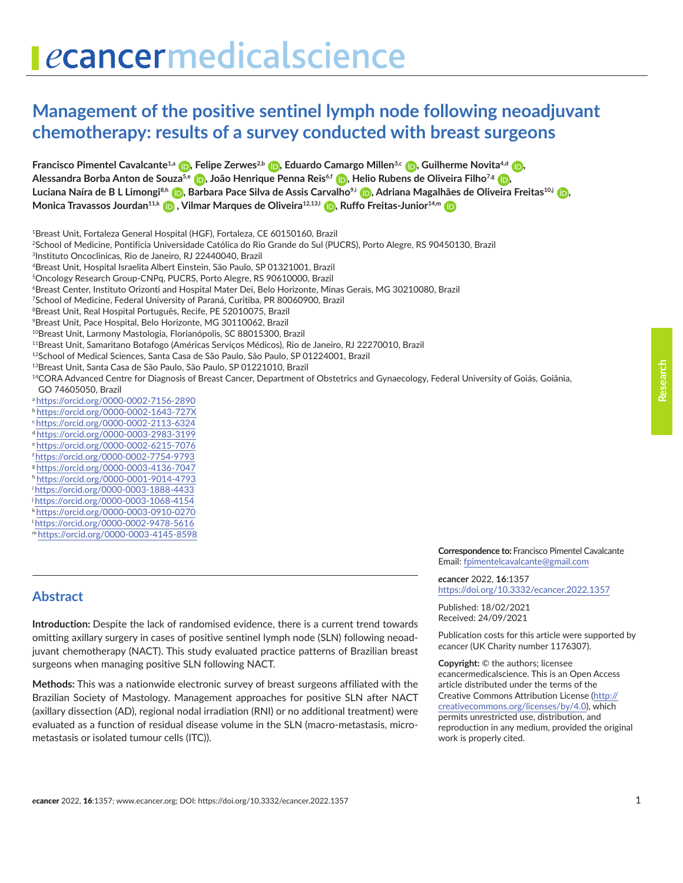# Management of the positive sentinel lymph node following neoadjuvant chemotherapy: results of a survey conducted with breast surgeons

**Francisco Pimentel Cavalcante[1,a], Felipe Zerwes[2,b], Eduardo Camargo Millen[3,c], Guilherme Novita[4,d], Alessandra Borba Anton de Souza[5,e], João Henrique Penna Reis[6,f], Helio Rubens de Oliveira Filho[7,g], Luciana Naíra de B L Limongi[8,h], Barbara Pace Silva de Assis Carvalho[9,i], Adriana Magalhães de Oliveira Freitas[10,j], Monica Travassos Jourdan[11,k], Vilmar Marques de Oliveira[12,13,l], Ruffo Freitas-Junior[14,m]**

[1]Breast Unit, Fortaleza General Hospital (HGF), Fortaleza, CE 60150160, Brazil
[2]School of Medicine, Pontificia Universidade Católica do Rio Grande do Sul (PUCRS), Porto Alegre, RS 90450130, Brazil
[3]Instituto Oncoclinicas, Rio de Janeiro, RJ 22440040, Brazil
[4]Breast Unit, Hospital Israelita Albert Einstein, São Paulo, SP 01321001, Brazil
[5]Oncology Research Group-CNPq, PUCRS, Porto Alegre, RS 90610000, Brazil
[6]Breast Center, Instituto Orizonti and Hospital Mater Dei, Belo Horizonte, Minas Gerais, MG 30210080, Brazil
[7]School of Medicine, Federal University of Paraná, Curitiba, PR 80060900, Brazil
[8]Breast Unit, Real Hospital Português, Recife, PE 52010075, Brazil
[9]Breast Unit, Pace Hospital, Belo Horizonte, MG 30110062, Brazil
[10]Breast Unit, Larmony Mastologia, Florianópolis, SC 88015300, Brazil
[11]Breast Unit, Samaritano Botafogo (Américas Serviços Médicos), Rio de Janeiro, RJ 22270010, Brazil
[12]School of Medical Sciences, Santa Casa de São Paulo, São Paulo, SP 01224001, Brazil
[13]Breast Unit, Santa Casa de São Paulo, São Paulo, SP 01221010, Brazil
[14]CORA Advanced Centre for Diagnosis of Breast Cancer, Department of Obstetrics and Gynaecology, Federal University of Goiás, Goiânia, GO 74605050, Brazil

[a] https://orcid.org/0000-0002-7156-2890
[b] https://orcid.org/0000-0002-1643-727X
[c] https://orcid.org/0000-0002-2113-6324
[d] https://orcid.org/0000-0003-2983-3199
[e] https://orcid.org/0000-0002-6215-7076
[f] https://orcid.org/0000-0002-7754-9793
[g] https://orcid.org/0000-0003-4136-7047
[h] https://orcid.org/0000-0001-9014-4793
[i] https://orcid.org/0000-0003-1888-4433
[j] https://orcid.org/0000-0003-1068-4154
[k] https://orcid.org/0000-0003-0910-0270
[l] https://orcid.org/0000-0002-9478-5616
[m] https://orcid.org/0000-0003-4145-8598

**Correspondence to:** Francisco Pimentel Cavalcante
Email: fpimentelcavalcante@gmail.com

*e*cancer 2022, **16**:1357
https://doi.org/10.3332/ecancer.2022.1357

Published: 18/02/2021
Received: 24/09/2021

Publication costs for this article were supported by *e*cancer (UK Charity number 1176307).

**Copyright:** © the authors; licensee *e*cancermedicalscience. This is an Open Access article distributed under the terms of the Creative Commons Attribution License (http://creativecommons.org/licenses/by/4.0), which permits unrestricted use, distribution, and reproduction in any medium, provided the original work is properly cited.

## Abstract

**Introduction:** Despite the lack of randomised evidence, there is a current trend towards omitting axillary surgery in cases of positive sentinel lymph node (SLN) following neoadjuvant chemotherapy (NACT). This study evaluated practice patterns of Brazilian breast surgeons when managing positive SLN following NACT.

**Methods:** This was a nationwide electronic survey of breast surgeons affiliated with the Brazilian Society of Mastology. Management approaches for positive SLN after NACT (axillary dissection (AD), regional nodal irradiation (RNI) or no additional treatment) were evaluated as a function of residual disease volume in the SLN (macro-metastasis, micro-metastasis or isolated tumour cells (ITC)).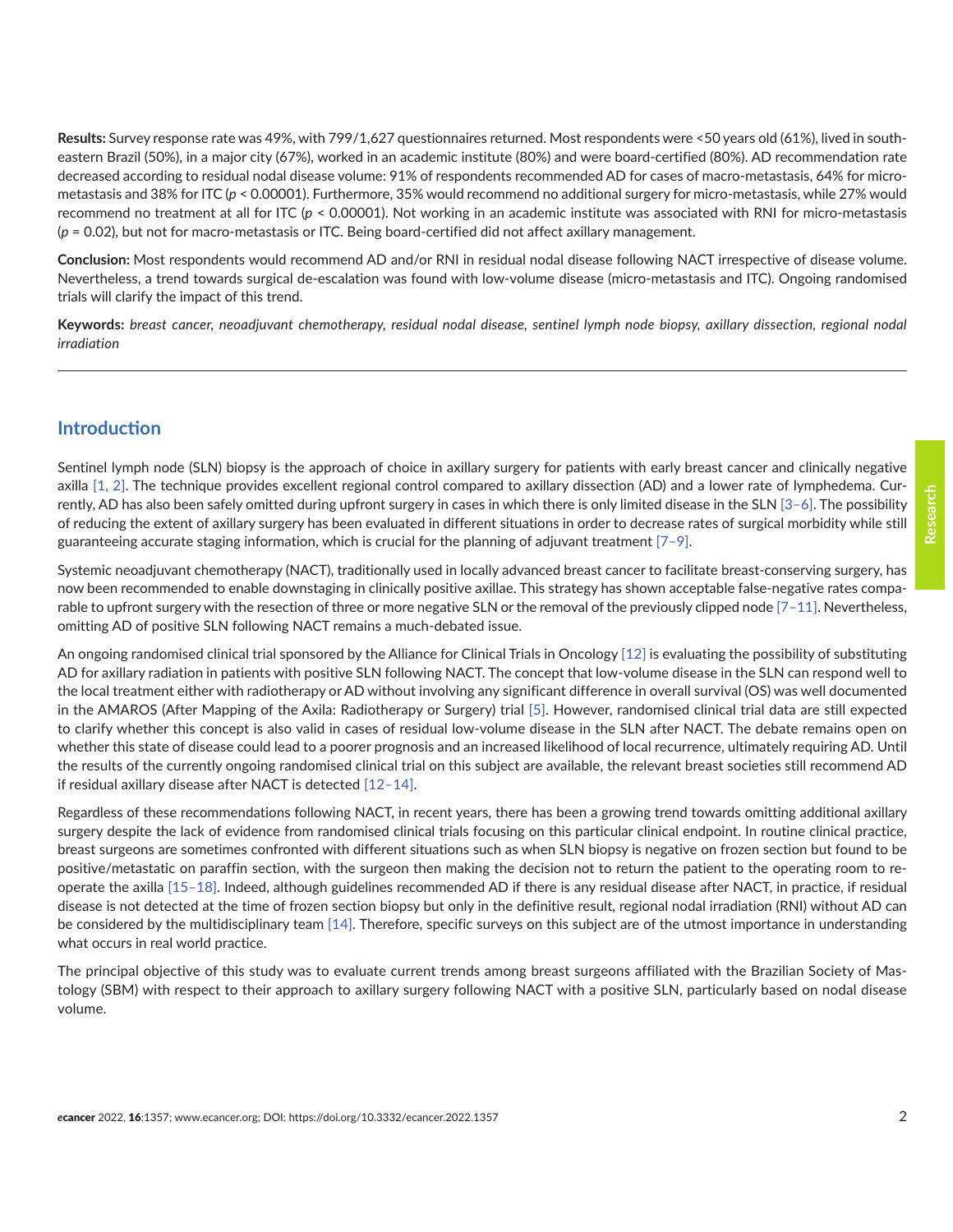**Results:** Survey response rate was 49%, with 799/1,627 questionnaires returned. Most respondents were <50 years old (61%), lived in south-eastern Brazil (50%), in a major city (67%), worked in an academic institute (80%) and were board-certified (80%). AD recommendation rate decreased according to residual nodal disease volume: 91% of respondents recommended AD for cases of macro-metastasis, 64% for micro-metastasis and 38% for ITC ($p < 0.00001$). Furthermore, 35% would recommend no additional surgery for micro-metastasis, while 27% would recommend no treatment at all for ITC ($p < 0.00001$). Not working in an academic institute was associated with RNI for micro-metastasis ($p = 0.02$), but not for macro-metastasis or ITC. Being board-certified did not affect axillary management.

**Conclusion:** Most respondents would recommend AD and/or RNI in residual nodal disease following NACT irrespective of disease volume. Nevertheless, a trend towards surgical de-escalation was found with low-volume disease (micro-metastasis and ITC). Ongoing randomised trials will clarify the impact of this trend.

**Keywords:** *breast cancer, neoadjuvant chemotherapy, residual nodal disease, sentinel lymph node biopsy, axillary dissection, regional nodal irradiation*

---

## Introduction

Sentinel lymph node (SLN) biopsy is the approach of choice in axillary surgery for patients with early breast cancer and clinically negative axilla [1, 2]. The technique provides excellent regional control compared to axillary dissection (AD) and a lower rate of lymphedema. Currently, AD has also been safely omitted during upfront surgery in cases in which there is only limited disease in the SLN [3–6]. The possibility of reducing the extent of axillary surgery has been evaluated in different situations in order to decrease rates of surgical morbidity while still guaranteeing accurate staging information, which is crucial for the planning of adjuvant treatment [7–9].

Systemic neoadjuvant chemotherapy (NACT), traditionally used in locally advanced breast cancer to facilitate breast-conserving surgery, has now been recommended to enable downstaging in clinically positive axillae. This strategy has shown acceptable false-negative rates comparable to upfront surgery with the resection of three or more negative SLN or the removal of the previously clipped node [7–11]. Nevertheless, omitting AD of positive SLN following NACT remains a much-debated issue.

An ongoing randomised clinical trial sponsored by the Alliance for Clinical Trials in Oncology [12] is evaluating the possibility of substituting AD for axillary radiation in patients with positive SLN following NACT. The concept that low-volume disease in the SLN can respond well to the local treatment either with radiotherapy or AD without involving any significant difference in overall survival (OS) was well documented in the AMAROS (After Mapping of the Axila: Radiotherapy or Surgery) trial [5]. However, randomised clinical trial data are still expected to clarify whether this concept is also valid in cases of residual low-volume disease in the SLN after NACT. The debate remains open on whether this state of disease could lead to a poorer prognosis and an increased likelihood of local recurrence, ultimately requiring AD. Until the results of the currently ongoing randomised clinical trial on this subject are available, the relevant breast societies still recommend AD if residual axillary disease after NACT is detected [12–14].

Regardless of these recommendations following NACT, in recent years, there has been a growing trend towards omitting additional axillary surgery despite the lack of evidence from randomised clinical trials focusing on this particular clinical endpoint. In routine clinical practice, breast surgeons are sometimes confronted with different situations such as when SLN biopsy is negative on frozen section but found to be positive/metastatic on paraffin section, with the surgeon then making the decision not to return the patient to the operating room to re-operate the axilla [15–18]. Indeed, although guidelines recommended AD if there is any residual disease after NACT, in practice, if residual disease is not detected at the time of frozen section biopsy but only in the definitive result, regional nodal irradiation (RNI) without AD can be considered by the multidisciplinary team [14]. Therefore, specific surveys on this subject are of the utmost importance in understanding what occurs in real world practice.

The principal objective of this study was to evaluate current trends among breast surgeons affiliated with the Brazilian Society of Mastology (SBM) with respect to their approach to axillary surgery following NACT with a positive SLN, particularly based on nodal disease volume.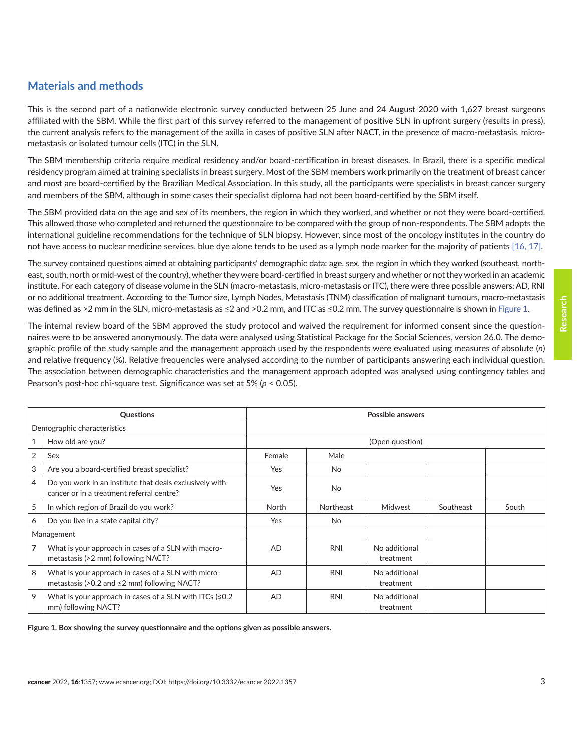## Materials and methods

This is the second part of a nationwide electronic survey conducted between 25 June and 24 August 2020 with 1,627 breast surgeons affiliated with the SBM. While the first part of this survey referred to the management of positive SLN in upfront surgery (results in press), the current analysis refers to the management of the axilla in cases of positive SLN after NACT, in the presence of macro-metastasis, micro-metastasis or isolated tumour cells (ITC) in the SLN.

The SBM membership criteria require medical residency and/or board-certification in breast diseases. In Brazil, there is a specific medical residency program aimed at training specialists in breast surgery. Most of the SBM members work primarily on the treatment of breast cancer and most are board-certified by the Brazilian Medical Association. In this study, all the participants were specialists in breast cancer surgery and members of the SBM, although in some cases their specialist diploma had not been board-certified by the SBM itself.

The SBM provided data on the age and sex of its members, the region in which they worked, and whether or not they were board-certified. This allowed those who completed and returned the questionnaire to be compared with the group of non-respondents. The SBM adopts the international guideline recommendations for the technique of SLN biopsy. However, since most of the oncology institutes in the country do not have access to nuclear medicine services, blue dye alone tends to be used as a lymph node marker for the majority of patients [16, 17].

The survey contained questions aimed at obtaining participants' demographic data: age, sex, the region in which they worked (southeast, north-east, south, north or mid-west of the country), whether they were board-certified in breast surgery and whether or not they worked in an academic institute. For each category of disease volume in the SLN (macro-metastasis, micro-metastasis or ITC), there were three possible answers: AD, RNI or no additional treatment. According to the Tumor size, Lymph Nodes, Metastasis (TNM) classification of malignant tumours, macro-metastasis was defined as >2 mm in the SLN, micro-metastasis as ≤2 and >0.2 mm, and ITC as ≤0.2 mm. The survey questionnaire is shown in Figure 1.

The internal review board of the SBM approved the study protocol and waived the requirement for informed consent since the questionnaires were to be answered anonymously. The data were analysed using Statistical Package for the Social Sciences, version 26.0. The demographic profile of the study sample and the management approach used by the respondents were evaluated using measures of absolute (*n*) and relative frequency (%). Relative frequencies were analysed according to the number of participants answering each individual question. The association between demographic characteristics and the management approach adopted was analysed using contingency tables and Pearson's post-hoc chi-square test. Significance was set at 5% ($p < 0.05$).

| Questions | | Possible answers | | | | |
|---|---|---|---|---|---|---|
| Demographic characteristics | | | | | | |
| 1 | How old are you? | (Open question) | | | | |
| 2 | Sex | Female | Male | | | |
| 3 | Are you a board-certified breast specialist? | Yes | No | | | |
| 4 | Do you work in an institute that deals exclusively with cancer or in a treatment referral centre? | Yes | No | | | |
| 5 | In which region of Brazil do you work? | North | Northeast | Midwest | Southeast | South |
| 6 | Do you live in a state capital city? | Yes | No | | | |
| Management | | | | | | |
| **7** | What is your approach in cases of a SLN with macro-metastasis (>2 mm) following NACT? | AD | RNI | No additional treatment | | |
| 8 | What is your approach in cases of a SLN with micro-metastasis (>0.2 and ≤2 mm) following NACT? | AD | RNI | No additional treatment | | |
| 9 | What is your approach in cases of a SLN with ITCs (≤0.2 mm) following NACT? | AD | RNI | No additional treatment | | |

**Figure 1. Box showing the survey questionnaire and the options given as possible answers.**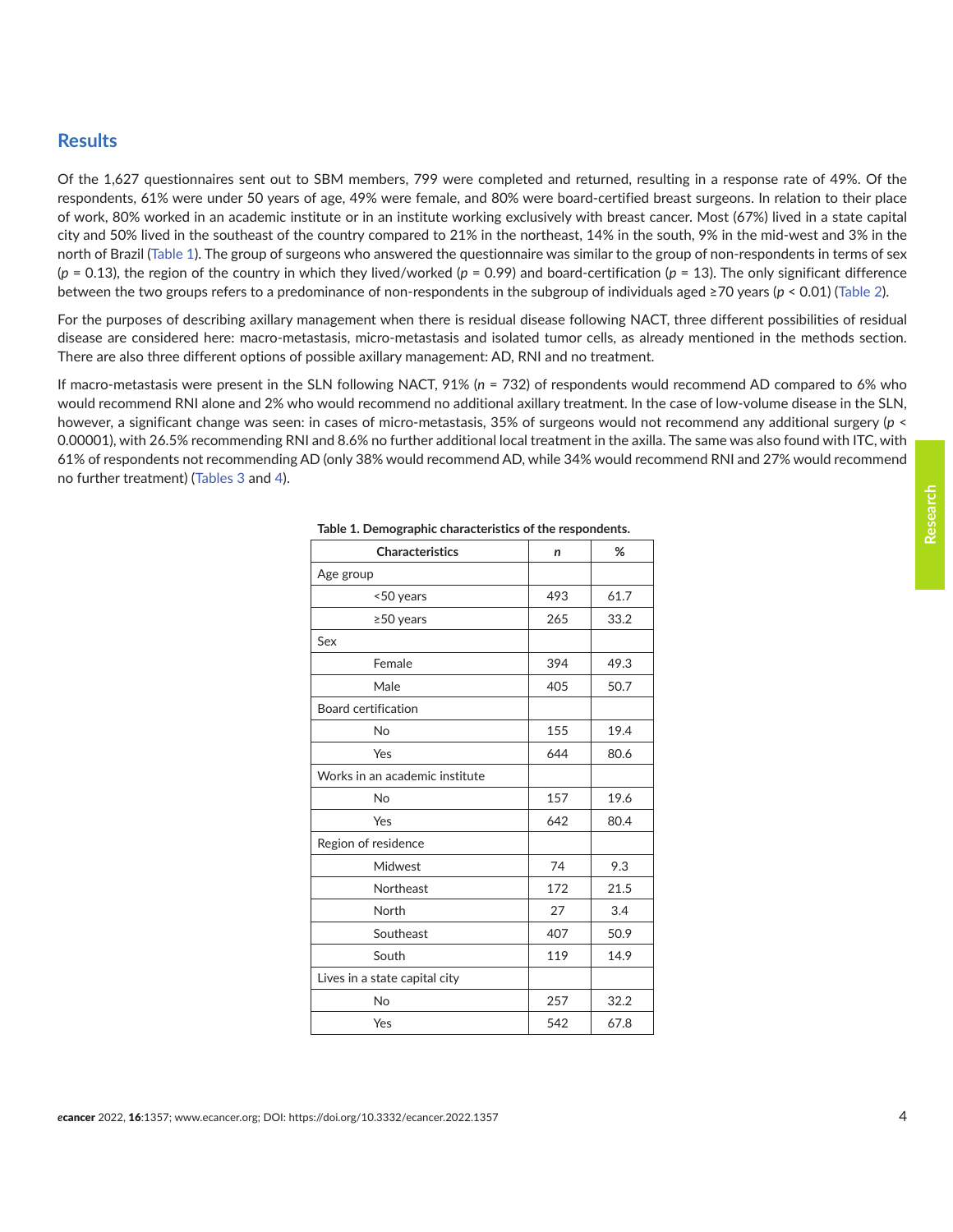## Results

Of the 1,627 questionnaires sent out to SBM members, 799 were completed and returned, resulting in a response rate of 49%. Of the respondents, 61% were under 50 years of age, 49% were female, and 80% were board-certified breast surgeons. In relation to their place of work, 80% worked in an academic institute or in an institute working exclusively with breast cancer. Most (67%) lived in a state capital city and 50% lived in the southeast of the country compared to 21% in the northeast, 14% in the south, 9% in the mid-west and 3% in the north of Brazil (Table 1). The group of surgeons who answered the questionnaire was similar to the group of non-respondents in terms of sex ($p = 0.13$), the region of the country in which they lived/worked ($p = 0.99$) and board-certification ($p = 13$). The only significant difference between the two groups refers to a predominance of non-respondents in the subgroup of individuals aged ≥70 years ($p < 0.01$) (Table 2).

For the purposes of describing axillary management when there is residual disease following NACT, three different possibilities of residual disease are considered here: macro-metastasis, micro-metastasis and isolated tumor cells, as already mentioned in the methods section. There are also three different options of possible axillary management: AD, RNI and no treatment.

If macro-metastasis were present in the SLN following NACT, 91% ($n = 732$) of respondents would recommend AD compared to 6% who would recommend RNI alone and 2% who would recommend no additional axillary treatment. In the case of low-volume disease in the SLN, however, a significant change was seen: in cases of micro-metastasis, 35% of surgeons would not recommend any additional surgery ($p < 0.00001$), with 26.5% recommending RNI and 8.6% no further additional local treatment in the axilla. The same was also found with ITC, with 61% of respondents not recommending AD (only 38% would recommend AD, while 34% would recommend RNI and 27% would recommend no further treatment) (Tables 3 and 4).

**Table 1. Demographic characteristics of the respondents.**

| Characteristics | *n* | % |
|---|---|---|
| Age group | | |
| <50 years | 493 | 61.7 |
| ≥50 years | 265 | 33.2 |
| Sex | | |
| Female | 394 | 49.3 |
| Male | 405 | 50.7 |
| Board certification | | |
| No | 155 | 19.4 |
| Yes | 644 | 80.6 |
| Works in an academic institute | | |
| No | 157 | 19.6 |
| Yes | 642 | 80.4 |
| Region of residence | | |
| Midwest | 74 | 9.3 |
| Northeast | 172 | 21.5 |
| North | 27 | 3.4 |
| Southeast | 407 | 50.9 |
| South | 119 | 14.9 |
| Lives in a state capital city | | |
| No | 257 | 32.2 |
| Yes | 542 | 67.8 |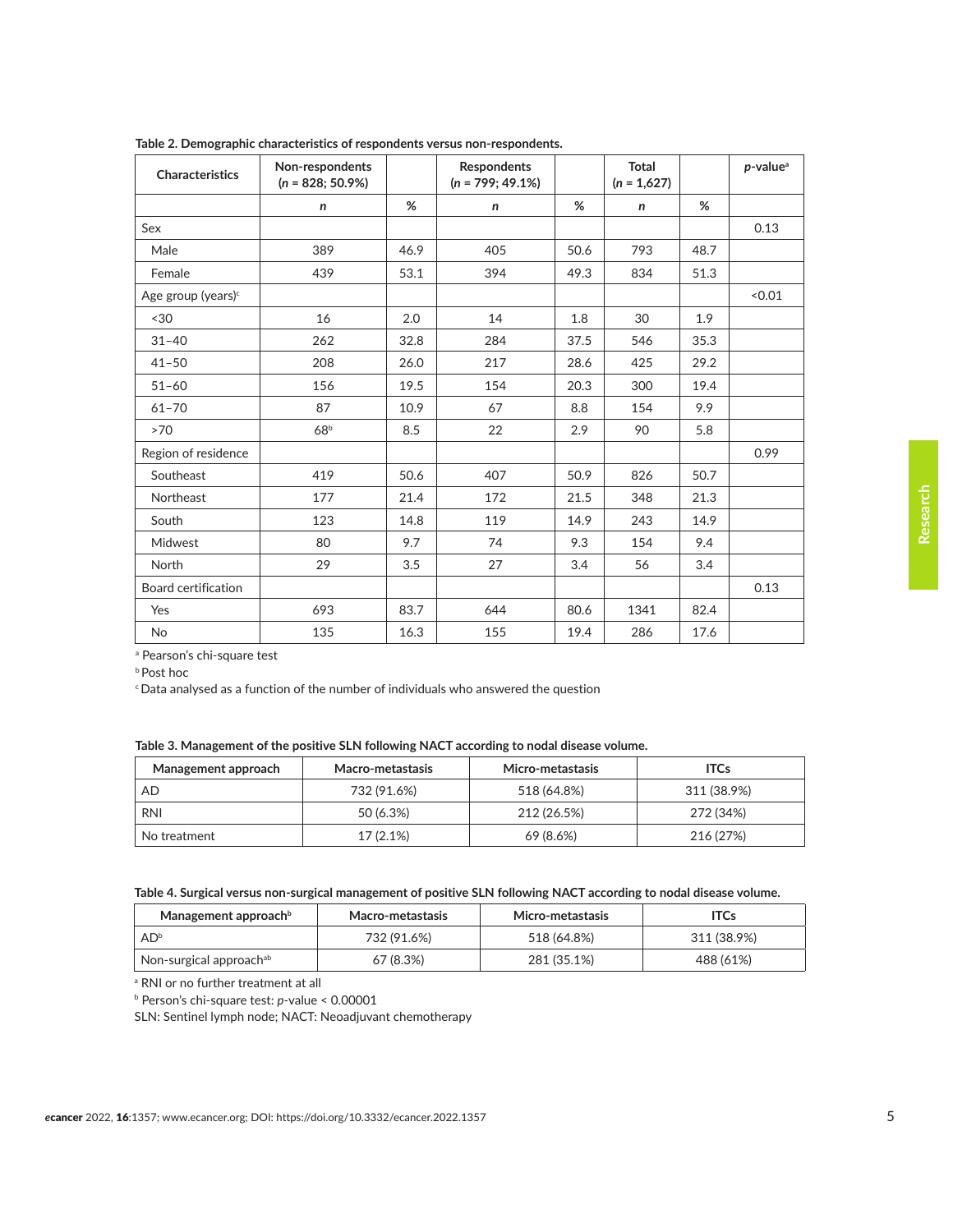**Table 2. Demographic characteristics of respondents versus non-respondents.**

| Characteristics | Non-respondents (*n* = 828; 50.9%) | | Respondents (*n* = 799; 49.1%) | | Total (*n* = 1,627) | | *p*-value[a] |
|---|---|---|---|---|---|---|---|
| | *n* | % | *n* | % | *n* | % | |
| Sex | | | | | | | 0.13 |
| Male | 389 | 46.9 | 405 | 50.6 | 793 | 48.7 | |
| Female | 439 | 53.1 | 394 | 49.3 | 834 | 51.3 | |
| Age group (years)[c] | | | | | | | <0.01 |
| <30 | 16 | 2.0 | 14 | 1.8 | 30 | 1.9 | |
| 31–40 | 262 | 32.8 | 284 | 37.5 | 546 | 35.3 | |
| 41–50 | 208 | 26.0 | 217 | 28.6 | 425 | 29.2 | |
| 51–60 | 156 | 19.5 | 154 | 20.3 | 300 | 19.4 | |
| 61–70 | 87 | 10.9 | 67 | 8.8 | 154 | 9.9 | |
| >70 | 68[b] | 8.5 | 22 | 2.9 | 90 | 5.8 | |
| Region of residence | | | | | | | 0.99 |
| Southeast | 419 | 50.6 | 407 | 50.9 | 826 | 50.7 | |
| Northeast | 177 | 21.4 | 172 | 21.5 | 348 | 21.3 | |
| South | 123 | 14.8 | 119 | 14.9 | 243 | 14.9 | |
| Midwest | 80 | 9.7 | 74 | 9.3 | 154 | 9.4 | |
| North | 29 | 3.5 | 27 | 3.4 | 56 | 3.4 | |
| Board certification | | | | | | | 0.13 |
| Yes | 693 | 83.7 | 644 | 80.6 | 1341 | 82.4 | |
| No | 135 | 16.3 | 155 | 19.4 | 286 | 17.6 | |

[a] Pearson's chi-square test

[b] Post hoc

[c] Data analysed as a function of the number of individuals who answered the question

**Table 3. Management of the positive SLN following NACT according to nodal disease volume.**

| Management approach | Macro-metastasis | Micro-metastasis | ITCs |
|---|---|---|---|
| AD | 732 (91.6%) | 518 (64.8%) | 311 (38.9%) |
| RNI | 50 (6.3%) | 212 (26.5%) | 272 (34%) |
| No treatment | 17 (2.1%) | 69 (8.6%) | 216 (27%) |

**Table 4. Surgical versus non-surgical management of positive SLN following NACT according to nodal disease volume.**

| Management approach[b] | Macro-metastasis | Micro-metastasis | ITCs |
|---|---|---|---|
| AD[b] | 732 (91.6%) | 518 (64.8%) | 311 (38.9%) |
| Non-surgical approach[ab] | 67 (8.3%) | 281 (35.1%) | 488 (61%) |

[a] RNI or no further treatment at all

[b] Person's chi-square test: *p*-value < 0.00001

SLN: Sentinel lymph node; NACT: Neoadjuvant chemotherapy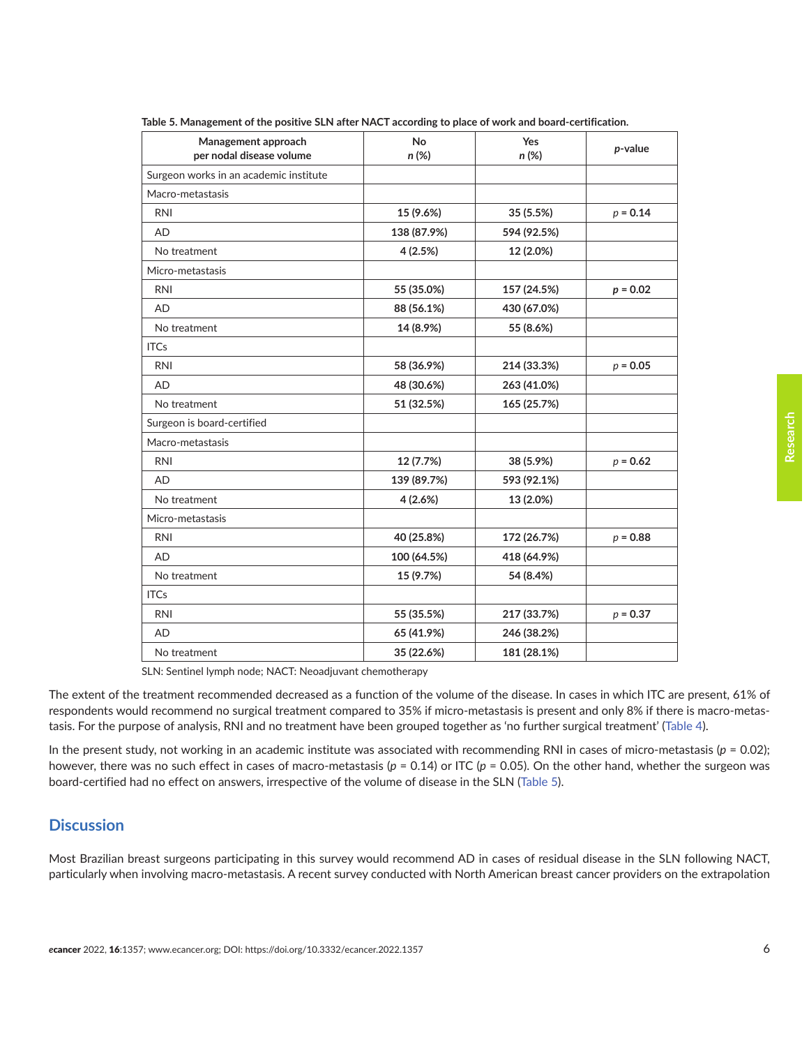**Table 5. Management of the positive SLN after NACT according to place of work and board-certification.**

| Management approach per nodal disease volume | No n (%) | Yes n (%) | p-value |
|---|---|---|---|
| Surgeon works in an academic institute | | | |
| Macro-metastasis | | | |
| RNI | **15 (9.6%)** | **35 (5.5%)** | $p$ = **0.14** |
| AD | **138 (87.9%)** | **594 (92.5%)** | |
| No treatment | **4 (2.5%)** | **12 (2.0%)** | |
| Micro-metastasis | | | |
| RNI | **55 (35.0%)** | **157 (24.5%)** | **$p$ = 0.02** |
| AD | **88 (56.1%)** | **430 (67.0%)** | |
| No treatment | **14 (8.9%)** | **55 (8.6%)** | |
| ITCs | | | |
| RNI | **58 (36.9%)** | **214 (33.3%)** | $p$ = **0.05** |
| AD | **48 (30.6%)** | **263 (41.0%)** | |
| No treatment | **51 (32.5%)** | **165 (25.7%)** | |
| Surgeon is board-certified | | | |
| Macro-metastasis | | | |
| RNI | **12 (7.7%)** | **38 (5.9%)** | $p$ = **0.62** |
| AD | **139 (89.7%)** | **593 (92.1%)** | |
| No treatment | **4 (2.6%)** | **13 (2.0%)** | |
| Micro-metastasis | | | |
| RNI | **40 (25.8%)** | **172 (26.7%)** | $p$ = **0.88** |
| AD | **100 (64.5%)** | **418 (64.9%)** | |
| No treatment | **15 (9.7%)** | **54 (8.4%)** | |
| ITCs | | | |
| RNI | **55 (35.5%)** | **217 (33.7%)** | $p$ = **0.37** |
| AD | **65 (41.9%)** | **246 (38.2%)** | |
| No treatment | **35 (22.6%)** | **181 (28.1%)** | |

SLN: Sentinel lymph node; NACT: Neoadjuvant chemotherapy

The extent of the treatment recommended decreased as a function of the volume of the disease. In cases in which ITC are present, 61% of respondents would recommend no surgical treatment compared to 35% if micro-metastasis is present and only 8% if there is macro-metastasis. For the purpose of analysis, RNI and no treatment have been grouped together as 'no further surgical treatment' (Table 4).

In the present study, not working in an academic institute was associated with recommending RNI in cases of micro-metastasis ($p$ = 0.02); however, there was no such effect in cases of macro-metastasis ($p$ = 0.14) or ITC ($p$ = 0.05). On the other hand, whether the surgeon was board-certified had no effect on answers, irrespective of the volume of disease in the SLN (Table 5).

## Discussion

Most Brazilian breast surgeons participating in this survey would recommend AD in cases of residual disease in the SLN following NACT, particularly when involving macro-metastasis. A recent survey conducted with North American breast cancer providers on the extrapolation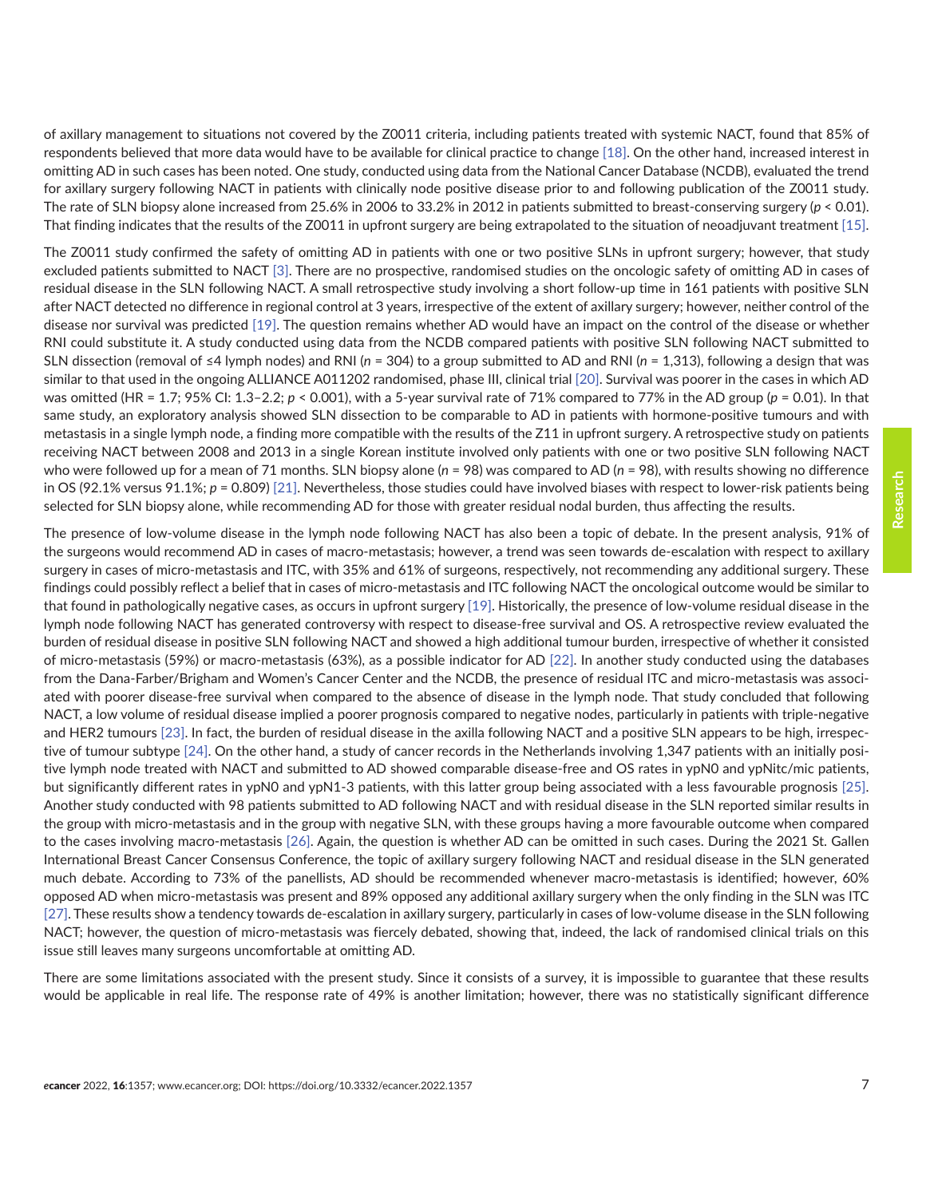of axillary management to situations not covered by the Z0011 criteria, including patients treated with systemic NACT, found that 85% of respondents believed that more data would have to be available for clinical practice to change [18]. On the other hand, increased interest in omitting AD in such cases has been noted. One study, conducted using data from the National Cancer Database (NCDB), evaluated the trend for axillary surgery following NACT in patients with clinically node positive disease prior to and following publication of the Z0011 study. The rate of SLN biopsy alone increased from 25.6% in 2006 to 33.2% in 2012 in patients submitted to breast-conserving surgery ($p < 0.01$). That finding indicates that the results of the Z0011 in upfront surgery are being extrapolated to the situation of neoadjuvant treatment [15].

The Z0011 study confirmed the safety of omitting AD in patients with one or two positive SLNs in upfront surgery; however, that study excluded patients submitted to NACT [3]. There are no prospective, randomised studies on the oncologic safety of omitting AD in cases of residual disease in the SLN following NACT. A small retrospective study involving a short follow-up time in 161 patients with positive SLN after NACT detected no difference in regional control at 3 years, irrespective of the extent of axillary surgery; however, neither control of the disease nor survival was predicted [19]. The question remains whether AD would have an impact on the control of the disease or whether RNI could substitute it. A study conducted using data from the NCDB compared patients with positive SLN following NACT submitted to SLN dissection (removal of ≤4 lymph nodes) and RNI ($n$ = 304) to a group submitted to AD and RNI ($n$ = 1,313), following a design that was similar to that used in the ongoing ALLIANCE A011202 randomised, phase III, clinical trial [20]. Survival was poorer in the cases in which AD was omitted (HR = 1.7; 95% CI: 1.3–2.2; $p < 0.001$), with a 5-year survival rate of 71% compared to 77% in the AD group ($p = 0.01$). In that same study, an exploratory analysis showed SLN dissection to be comparable to AD in patients with hormone-positive tumours and with metastasis in a single lymph node, a finding more compatible with the results of the Z11 in upfront surgery. A retrospective study on patients receiving NACT between 2008 and 2013 in a single Korean institute involved only patients with one or two positive SLN following NACT who were followed up for a mean of 71 months. SLN biopsy alone ($n$ = 98) was compared to AD ($n$ = 98), with results showing no difference in OS (92.1% versus 91.1%; $p = 0.809$) [21]. Nevertheless, those studies could have involved biases with respect to lower-risk patients being selected for SLN biopsy alone, while recommending AD for those with greater residual nodal burden, thus affecting the results.

The presence of low-volume disease in the lymph node following NACT has also been a topic of debate. In the present analysis, 91% of the surgeons would recommend AD in cases of macro-metastasis; however, a trend was seen towards de-escalation with respect to axillary surgery in cases of micro-metastasis and ITC, with 35% and 61% of surgeons, respectively, not recommending any additional surgery. These findings could possibly reflect a belief that in cases of micro-metastasis and ITC following NACT the oncological outcome would be similar to that found in pathologically negative cases, as occurs in upfront surgery [19]. Historically, the presence of low-volume residual disease in the lymph node following NACT has generated controversy with respect to disease-free survival and OS. A retrospective review evaluated the burden of residual disease in positive SLN following NACT and showed a high additional tumour burden, irrespective of whether it consisted of micro-metastasis (59%) or macro-metastasis (63%), as a possible indicator for AD [22]. In another study conducted using the databases from the Dana-Farber/Brigham and Women's Cancer Center and the NCDB, the presence of residual ITC and micro-metastasis was associated with poorer disease-free survival when compared to the absence of disease in the lymph node. That study concluded that following NACT, a low volume of residual disease implied a poorer prognosis compared to negative nodes, particularly in patients with triple-negative and HER2 tumours [23]. In fact, the burden of residual disease in the axilla following NACT and a positive SLN appears to be high, irrespective of tumour subtype [24]. On the other hand, a study of cancer records in the Netherlands involving 1,347 patients with an initially positive lymph node treated with NACT and submitted to AD showed comparable disease-free and OS rates in ypN0 and ypNitc/mic patients, but significantly different rates in ypN0 and ypN1-3 patients, with this latter group being associated with a less favourable prognosis [25]. Another study conducted with 98 patients submitted to AD following NACT and with residual disease in the SLN reported similar results in the group with micro-metastasis and in the group with negative SLN, with these groups having a more favourable outcome when compared to the cases involving macro-metastasis [26]. Again, the question is whether AD can be omitted in such cases. During the 2021 St. Gallen International Breast Cancer Consensus Conference, the topic of axillary surgery following NACT and residual disease in the SLN generated much debate. According to 73% of the panellists, AD should be recommended whenever macro-metastasis is identified; however, 60% opposed AD when micro-metastasis was present and 89% opposed any additional axillary surgery when the only finding in the SLN was ITC [27]. These results show a tendency towards de-escalation in axillary surgery, particularly in cases of low-volume disease in the SLN following NACT; however, the question of micro-metastasis was fiercely debated, showing that, indeed, the lack of randomised clinical trials on this issue still leaves many surgeons uncomfortable at omitting AD.

There are some limitations associated with the present study. Since it consists of a survey, it is impossible to guarantee that these results would be applicable in real life. The response rate of 49% is another limitation; however, there was no statistically significant difference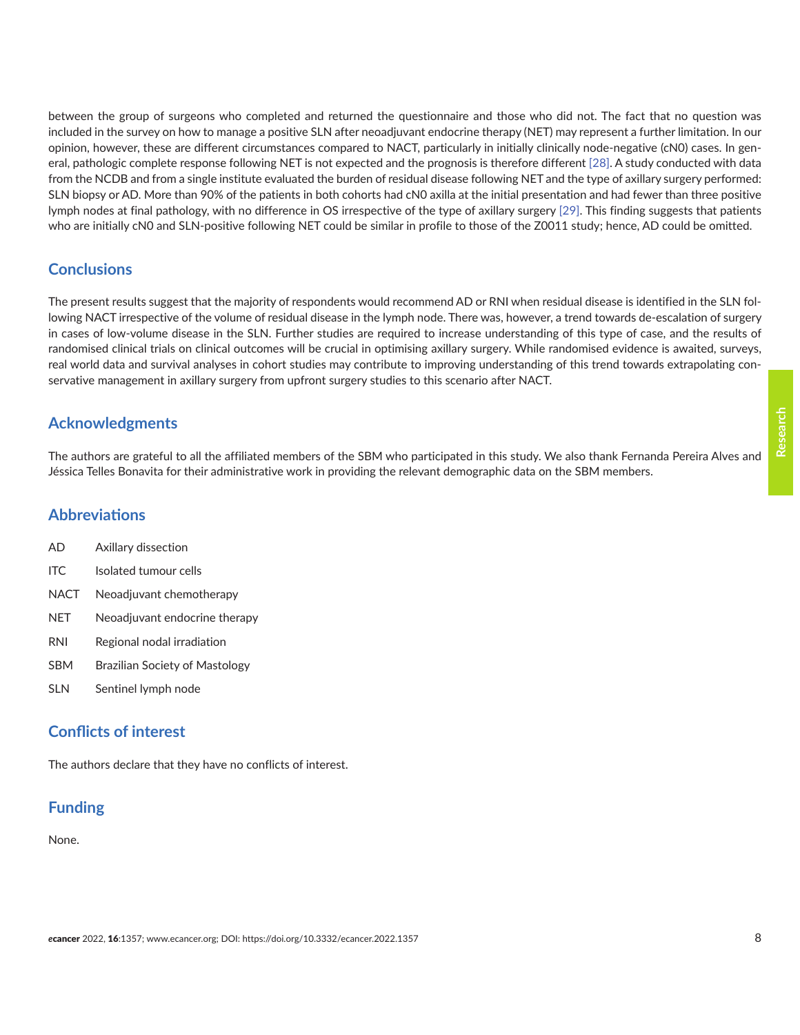between the group of surgeons who completed and returned the questionnaire and those who did not. The fact that no question was included in the survey on how to manage a positive SLN after neoadjuvant endocrine therapy (NET) may represent a further limitation. In our opinion, however, these are different circumstances compared to NACT, particularly in initially clinically node-negative (cN0) cases. In general, pathologic complete response following NET is not expected and the prognosis is therefore different [28]. A study conducted with data from the NCDB and from a single institute evaluated the burden of residual disease following NET and the type of axillary surgery performed: SLN biopsy or AD. More than 90% of the patients in both cohorts had cN0 axilla at the initial presentation and had fewer than three positive lymph nodes at final pathology, with no difference in OS irrespective of the type of axillary surgery [29]. This finding suggests that patients who are initially cN0 and SLN-positive following NET could be similar in profile to those of the Z0011 study; hence, AD could be omitted.

## Conclusions

The present results suggest that the majority of respondents would recommend AD or RNI when residual disease is identified in the SLN following NACT irrespective of the volume of residual disease in the lymph node. There was, however, a trend towards de-escalation of surgery in cases of low-volume disease in the SLN. Further studies are required to increase understanding of this type of case, and the results of randomised clinical trials on clinical outcomes will be crucial in optimising axillary surgery. While randomised evidence is awaited, surveys, real world data and survival analyses in cohort studies may contribute to improving understanding of this trend towards extrapolating conservative management in axillary surgery from upfront surgery studies to this scenario after NACT.

## Acknowledgments

The authors are grateful to all the affiliated members of the SBM who participated in this study. We also thank Fernanda Pereira Alves and Jéssica Telles Bonavita for their administrative work in providing the relevant demographic data on the SBM members.

## Abbreviations

AD Axillary dissection

ITC Isolated tumour cells

NACT Neoadjuvant chemotherapy

NET Neoadjuvant endocrine therapy

RNI Regional nodal irradiation

SBM Brazilian Society of Mastology

SLN Sentinel lymph node

## Conflicts of interest

The authors declare that they have no conflicts of interest.

## Funding

None.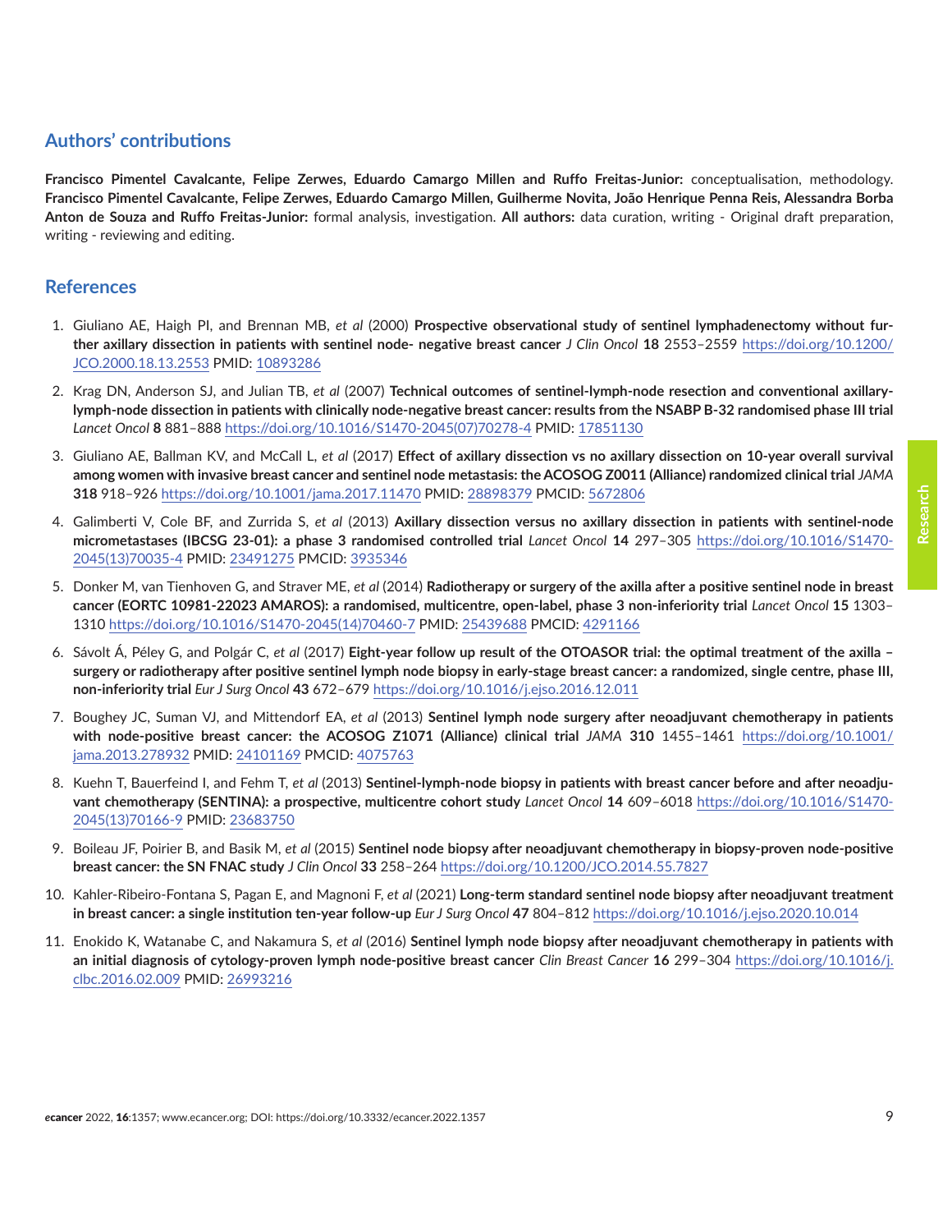## Authors' contributions

**Francisco Pimentel Cavalcante, Felipe Zerwes, Eduardo Camargo Millen and Ruffo Freitas-Junior:** conceptualisation, methodology. **Francisco Pimentel Cavalcante, Felipe Zerwes, Eduardo Camargo Millen, Guilherme Novita, João Henrique Penna Reis, Alessandra Borba Anton de Souza and Ruffo Freitas-Junior:** formal analysis, investigation. **All authors:** data curation, writing - Original draft preparation, writing - reviewing and editing.

## References

1. Giuliano AE, Haigh PI, and Brennan MB, *et al* (2000) **Prospective observational study of sentinel lymphadenectomy without further axillary dissection in patients with sentinel node- negative breast cancer** *J Clin Oncol* **18** 2553–2559 https://doi.org/10.1200/JCO.2000.18.13.2553 PMID: 10893286

2. Krag DN, Anderson SJ, and Julian TB, *et al* (2007) **Technical outcomes of sentinel-lymph-node resection and conventional axillary-lymph-node dissection in patients with clinically node-negative breast cancer: results from the NSABP B-32 randomised phase III trial** *Lancet Oncol* **8** 881–888 https://doi.org/10.1016/S1470-2045(07)70278-4 PMID: 17851130

3. Giuliano AE, Ballman KV, and McCall L, *et al* (2017) **Effect of axillary dissection vs no axillary dissection on 10-year overall survival among women with invasive breast cancer and sentinel node metastasis: the ACOSOG Z0011 (Alliance) randomized clinical trial** *JAMA* **318** 918–926 https://doi.org/10.1001/jama.2017.11470 PMID: 28898379 PMCID: 5672806

4. Galimberti V, Cole BF, and Zurrida S, *et al* (2013) **Axillary dissection versus no axillary dissection in patients with sentinel-node micrometastases (IBCSG 23-01): a phase 3 randomised controlled trial** *Lancet Oncol* **14** 297–305 https://doi.org/10.1016/S1470-2045(13)70035-4 PMID: 23491275 PMCID: 3935346

5. Donker M, van Tienhoven G, and Straver ME, *et al* (2014) **Radiotherapy or surgery of the axilla after a positive sentinel node in breast cancer (EORTC 10981-22023 AMAROS): a randomised, multicentre, open-label, phase 3 non-inferiority trial** *Lancet Oncol* **15** 1303–1310 https://doi.org/10.1016/S1470-2045(14)70460-7 PMID: 25439688 PMCID: 4291166

6. Sávolt Á, Péley G, and Polgár C, *et al* (2017) **Eight-year follow up result of the OTOASOR trial: the optimal treatment of the axilla – surgery or radiotherapy after positive sentinel lymph node biopsy in early-stage breast cancer: a randomized, single centre, phase III, non-inferiority trial** *Eur J Surg Oncol* **43** 672–679 https://doi.org/10.1016/j.ejso.2016.12.011

7. Boughey JC, Suman VJ, and Mittendorf EA, *et al* (2013) **Sentinel lymph node surgery after neoadjuvant chemotherapy in patients with node-positive breast cancer: the ACOSOG Z1071 (Alliance) clinical trial** *JAMA* **310** 1455–1461 https://doi.org/10.1001/jama.2013.278932 PMID: 24101169 PMCID: 4075763

8. Kuehn T, Bauerfeind I, and Fehm T, *et al* (2013) **Sentinel-lymph-node biopsy in patients with breast cancer before and after neoadjuvant chemotherapy (SENTINA): a prospective, multicentre cohort study** *Lancet Oncol* **14** 609–6018 https://doi.org/10.1016/S1470-2045(13)70166-9 PMID: 23683750

9. Boileau JF, Poirier B, and Basik M, *et al* (2015) **Sentinel node biopsy after neoadjuvant chemotherapy in biopsy-proven node-positive breast cancer: the SN FNAC study** *J Clin Oncol* **33** 258–264 https://doi.org/10.1200/JCO.2014.55.7827

10. Kahler-Ribeiro-Fontana S, Pagan E, and Magnoni F, *et al* (2021) **Long-term standard sentinel node biopsy after neoadjuvant treatment in breast cancer: a single institution ten-year follow-up** *Eur J Surg Oncol* **47** 804–812 https://doi.org/10.1016/j.ejso.2020.10.014

11. Enokido K, Watanabe C, and Nakamura S, *et al* (2016) **Sentinel lymph node biopsy after neoadjuvant chemotherapy in patients with an initial diagnosis of cytology-proven lymph node-positive breast cancer** *Clin Breast Cancer* **16** 299–304 https://doi.org/10.1016/j.clbc.2016.02.009 PMID: 26993216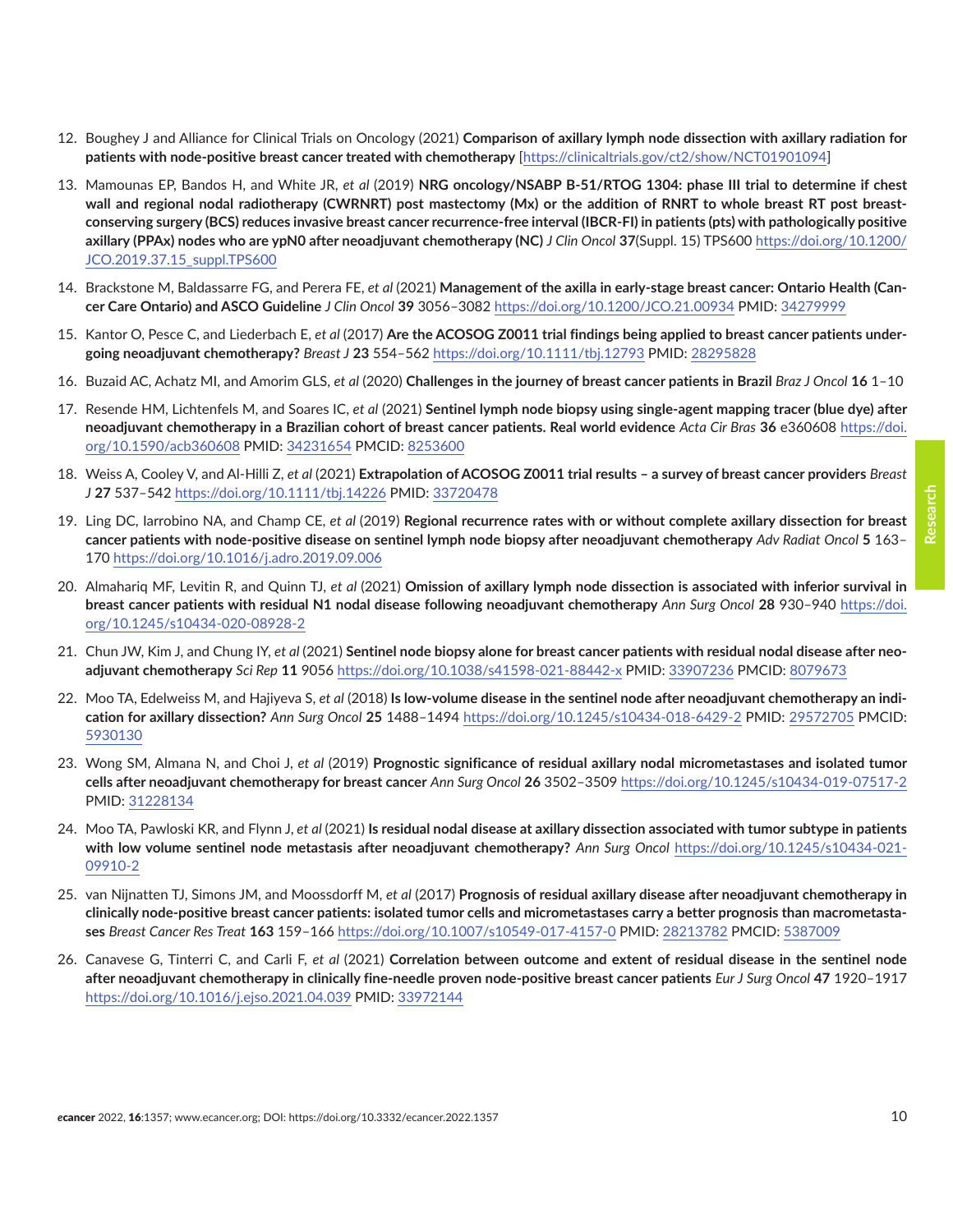12. Boughey J and Alliance for Clinical Trials on Oncology (2021) **Comparison of axillary lymph node dissection with axillary radiation for patients with node-positive breast cancer treated with chemotherapy** [https://clinicaltrials.gov/ct2/show/NCT01901094]

13. Mamounas EP, Bandos H, and White JR, *et al* (2019) **NRG oncology/NSABP B-51/RTOG 1304: phase III trial to determine if chest wall and regional nodal radiotherapy (CWRNRT) post mastectomy (Mx) or the addition of RNRT to whole breast RT post breast-conserving surgery (BCS) reduces invasive breast cancer recurrence-free interval (IBCR-FI) in patients (pts) with pathologically positive axillary (PPAx) nodes who are ypN0 after neoadjuvant chemotherapy (NC)** *J Clin Oncol* **37**(Suppl. 15) TPS600 https://doi.org/10.1200/JCO.2019.37.15_suppl.TPS600

14. Brackstone M, Baldassarre FG, and Perera FE, *et al* (2021) **Management of the axilla in early-stage breast cancer: Ontario Health (Cancer Care Ontario) and ASCO Guideline** *J Clin Oncol* **39** 3056–3082 https://doi.org/10.1200/JCO.21.00934 PMID: 34279999

15. Kantor O, Pesce C, and Liederbach E, *et al* (2017) **Are the ACOSOG Z0011 trial findings being applied to breast cancer patients undergoing neoadjuvant chemotherapy?** *Breast J* **23** 554–562 https://doi.org/10.1111/tbj.12793 PMID: 28295828

16. Buzaid AC, Achatz MI, and Amorim GLS, *et al* (2020) **Challenges in the journey of breast cancer patients in Brazil** *Braz J Oncol* **16** 1–10

17. Resende HM, Lichtenfels M, and Soares IC, *et al* (2021) **Sentinel lymph node biopsy using single-agent mapping tracer (blue dye) after neoadjuvant chemotherapy in a Brazilian cohort of breast cancer patients. Real world evidence** *Acta Cir Bras* **36** e360608 https://doi.org/10.1590/acb360608 PMID: 34231654 PMCID: 8253600

18. Weiss A, Cooley V, and Al-Hilli Z, *et al* (2021) **Extrapolation of ACOSOG Z0011 trial results – a survey of breast cancer providers** *Breast J* **27** 537–542 https://doi.org/10.1111/tbj.14226 PMID: 33720478

19. Ling DC, Iarrobino NA, and Champ CE, *et al* (2019) **Regional recurrence rates with or without complete axillary dissection for breast cancer patients with node-positive disease on sentinel lymph node biopsy after neoadjuvant chemotherapy** *Adv Radiat Oncol* **5** 163–170 https://doi.org/10.1016/j.adro.2019.09.006

20. Almahariq MF, Levitin R, and Quinn TJ, *et al* (2021) **Omission of axillary lymph node dissection is associated with inferior survival in breast cancer patients with residual N1 nodal disease following neoadjuvant chemotherapy** *Ann Surg Oncol* **28** 930–940 https://doi.org/10.1245/s10434-020-08928-2

21. Chun JW, Kim J, and Chung IY, *et al* (2021) **Sentinel node biopsy alone for breast cancer patients with residual nodal disease after neoadjuvant chemotherapy** *Sci Rep* **11** 9056 https://doi.org/10.1038/s41598-021-88442-x PMID: 33907236 PMCID: 8079673

22. Moo TA, Edelweiss M, and Hajiyeva S, *et al* (2018) **Is low-volume disease in the sentinel node after neoadjuvant chemotherapy an indication for axillary dissection?** *Ann Surg Oncol* **25** 1488–1494 https://doi.org/10.1245/s10434-018-6429-2 PMID: 29572705 PMCID: 5930130

23. Wong SM, Almana N, and Choi J, *et al* (2019) **Prognostic significance of residual axillary nodal micrometastases and isolated tumor cells after neoadjuvant chemotherapy for breast cancer** *Ann Surg Oncol* **26** 3502–3509 https://doi.org/10.1245/s10434-019-07517-2 PMID: 31228134

24. Moo TA, Pawloski KR, and Flynn J, *et al* (2021) **Is residual nodal disease at axillary dissection associated with tumor subtype in patients with low volume sentinel node metastasis after neoadjuvant chemotherapy?** *Ann Surg Oncol* https://doi.org/10.1245/s10434-021-09910-2

25. van Nijnatten TJ, Simons JM, and Moossdorff M, *et al* (2017) **Prognosis of residual axillary disease after neoadjuvant chemotherapy in clinically node-positive breast cancer patients: isolated tumor cells and micrometastases carry a better prognosis than macrometastases** *Breast Cancer Res Treat* **163** 159–166 https://doi.org/10.1007/s10549-017-4157-0 PMID: 28213782 PMCID: 5387009

26. Canavese G, Tinterri C, and Carli F, *et al* (2021) **Correlation between outcome and extent of residual disease in the sentinel node after neoadjuvant chemotherapy in clinically fine-needle proven node-positive breast cancer patients** *Eur J Surg Oncol* **47** 1920–1917 https://doi.org/10.1016/j.ejso.2021.04.039 PMID: 33972144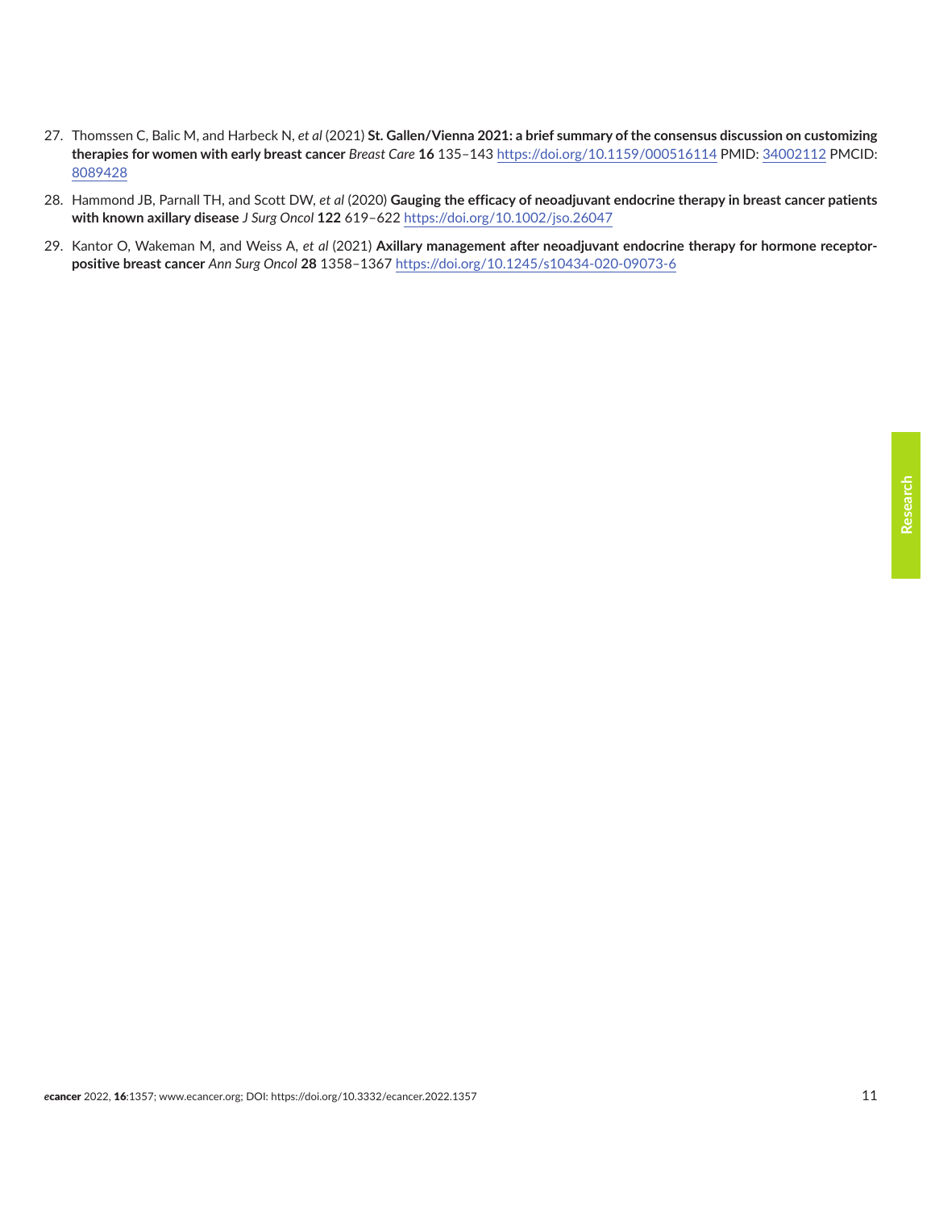27. Thomssen C, Balic M, and Harbeck N, *et al* (2021) **St. Gallen/Vienna 2021: a brief summary of the consensus discussion on customizing therapies for women with early breast cancer** *Breast Care* **16** 135–143 https://doi.org/10.1159/000516114 PMID: 34002112 PMCID: 8089428

28. Hammond JB, Parnall TH, and Scott DW, *et al* (2020) **Gauging the efficacy of neoadjuvant endocrine therapy in breast cancer patients with known axillary disease** *J Surg Oncol* **122** 619–622 https://doi.org/10.1002/jso.26047

29. Kantor O, Wakeman M, and Weiss A, *et al* (2021) **Axillary management after neoadjuvant endocrine therapy for hormone receptor-positive breast cancer** *Ann Surg Oncol* **28** 1358–1367 https://doi.org/10.1245/s10434-020-09073-6